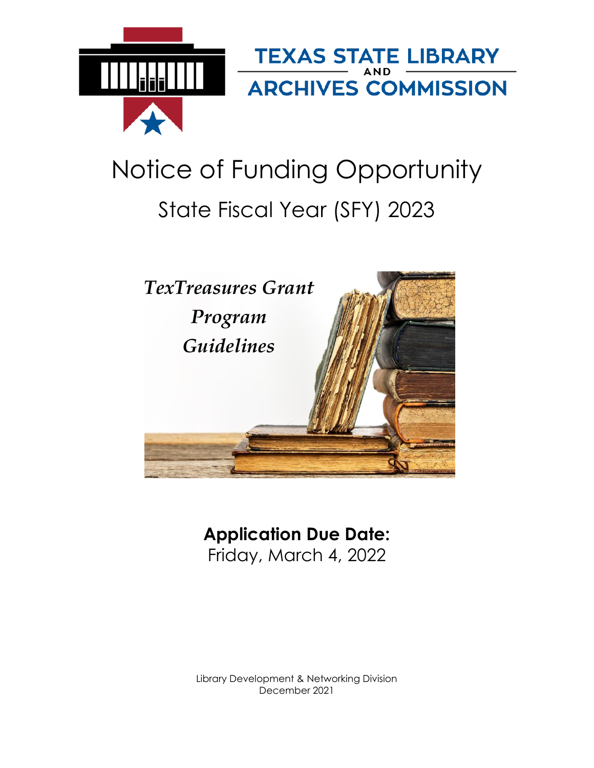TEXAS STATE LIBRARY AND ARCHIVES COMMISSION

# Notice of Funding Opportunity

## State Fiscal Year (SFY) 2023

*TexTreasures Grant Program Guidelines*

**Application Due Date:**
Friday, March 4, 2022

Library Development & Networking Division
December 2021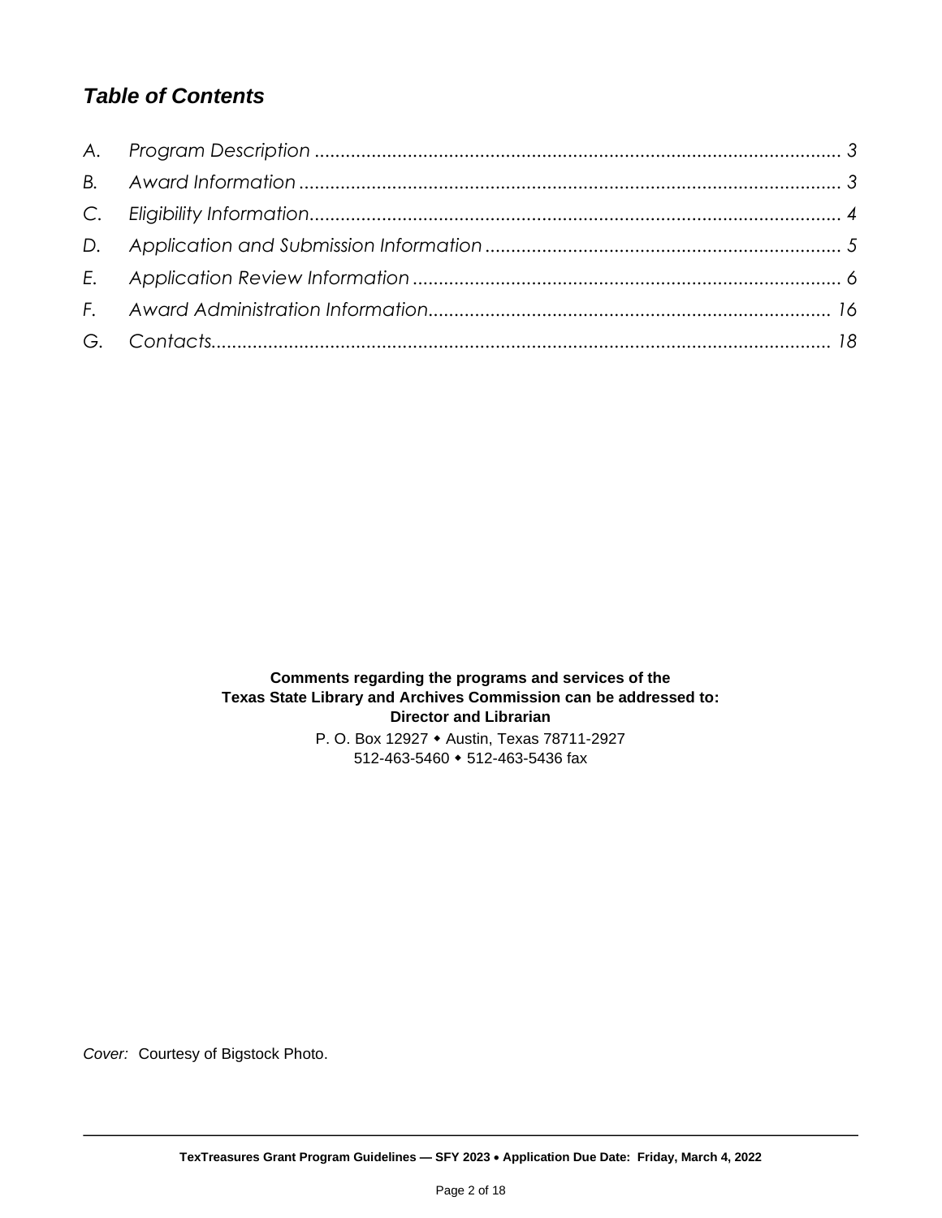## *Table of Contents*

| | | |
|---|---|---|
| *A.* | *Program Description* | *3* |
| *B.* | *Award Information* | *3* |
| *C.* | *Eligibility Information* | *4* |
| *D.* | *Application and Submission Information* | *5* |
| *E.* | *Application Review Information* | *6* |
| *F.* | *Award Administration Information* | *16* |
| *G.* | *Contacts* | *18* |

**Comments regarding the programs and services of the**
**Texas State Library and Archives Commission can be addressed to:**
**Director and Librarian**
P. O. Box 12927 ⬩ Austin, Texas 78711-2927
512-463-5460 ⬩ 512-463-5436 fax

*Cover:* Courtesy of Bigstock Photo.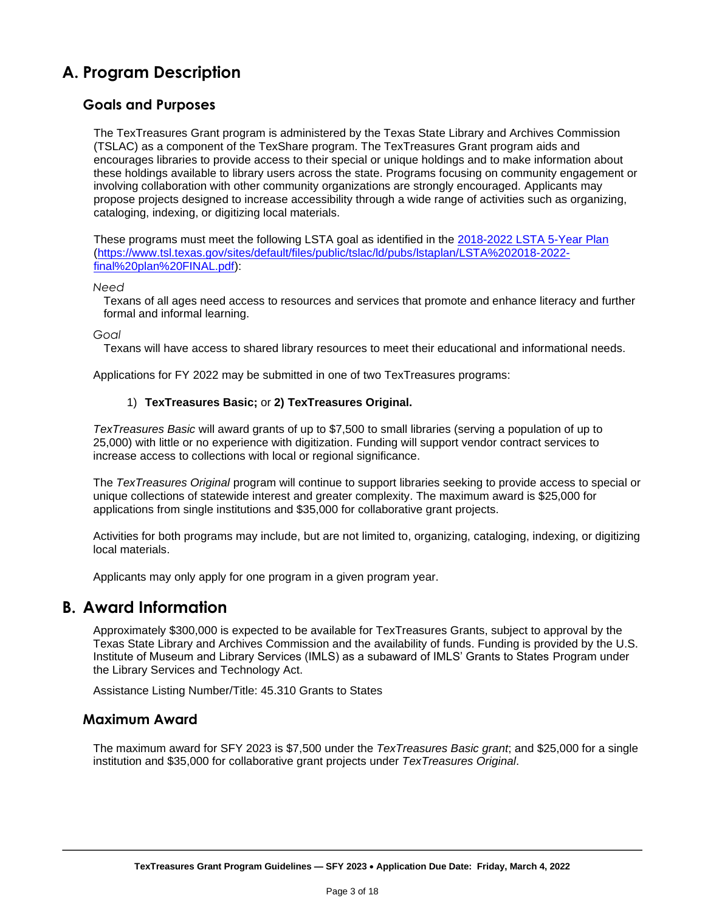# A. Program Description

## Goals and Purposes

The TexTreasures Grant program is administered by the Texas State Library and Archives Commission (TSLAC) as a component of the TexShare program. The TexTreasures Grant program aids and encourages libraries to provide access to their special or unique holdings and to make information about these holdings available to library users across the state. Programs focusing on community engagement or involving collaboration with other community organizations are strongly encouraged. Applicants may propose projects designed to increase accessibility through a wide range of activities such as organizing, cataloging, indexing, or digitizing local materials.

These programs must meet the following LSTA goal as identified in the [2018-2022 LSTA 5-Year Plan](https://www.tsl.texas.gov/sites/default/files/public/tslac/ld/pubs/lstaplan/LSTA%202018-2022-final%20plan%20FINAL.pdf) (https://www.tsl.texas.gov/sites/default/files/public/tslac/ld/pubs/lstaplan/LSTA%202018-2022-final%20plan%20FINAL.pdf):

*Need*

Texans of all ages need access to resources and services that promote and enhance literacy and further formal and informal learning.

*Goal*

Texans will have access to shared library resources to meet their educational and informational needs.

Applications for FY 2022 may be submitted in one of two TexTreasures programs:

1) **TexTreasures Basic;** or **2) TexTreasures Original.**

*TexTreasures Basic* will award grants of up to $7,500 to small libraries (serving a population of up to 25,000) with little or no experience with digitization. Funding will support vendor contract services to increase access to collections with local or regional significance.

The *TexTreasures Original* program will continue to support libraries seeking to provide access to special or unique collections of statewide interest and greater complexity. The maximum award is $25,000 for applications from single institutions and $35,000 for collaborative grant projects.

Activities for both programs may include, but are not limited to, organizing, cataloging, indexing, or digitizing local materials.

Applicants may only apply for one program in a given program year.

# B. Award Information

Approximately $300,000 is expected to be available for TexTreasures Grants, subject to approval by the Texas State Library and Archives Commission and the availability of funds. Funding is provided by the U.S. Institute of Museum and Library Services (IMLS) as a subaward of IMLS' Grants to States Program under the Library Services and Technology Act.

Assistance Listing Number/Title: 45.310 Grants to States

## Maximum Award

The maximum award for SFY 2023 is $7,500 under the *TexTreasures Basic grant*; and $25,000 for a single institution and $35,000 for collaborative grant projects under *TexTreasures Original*.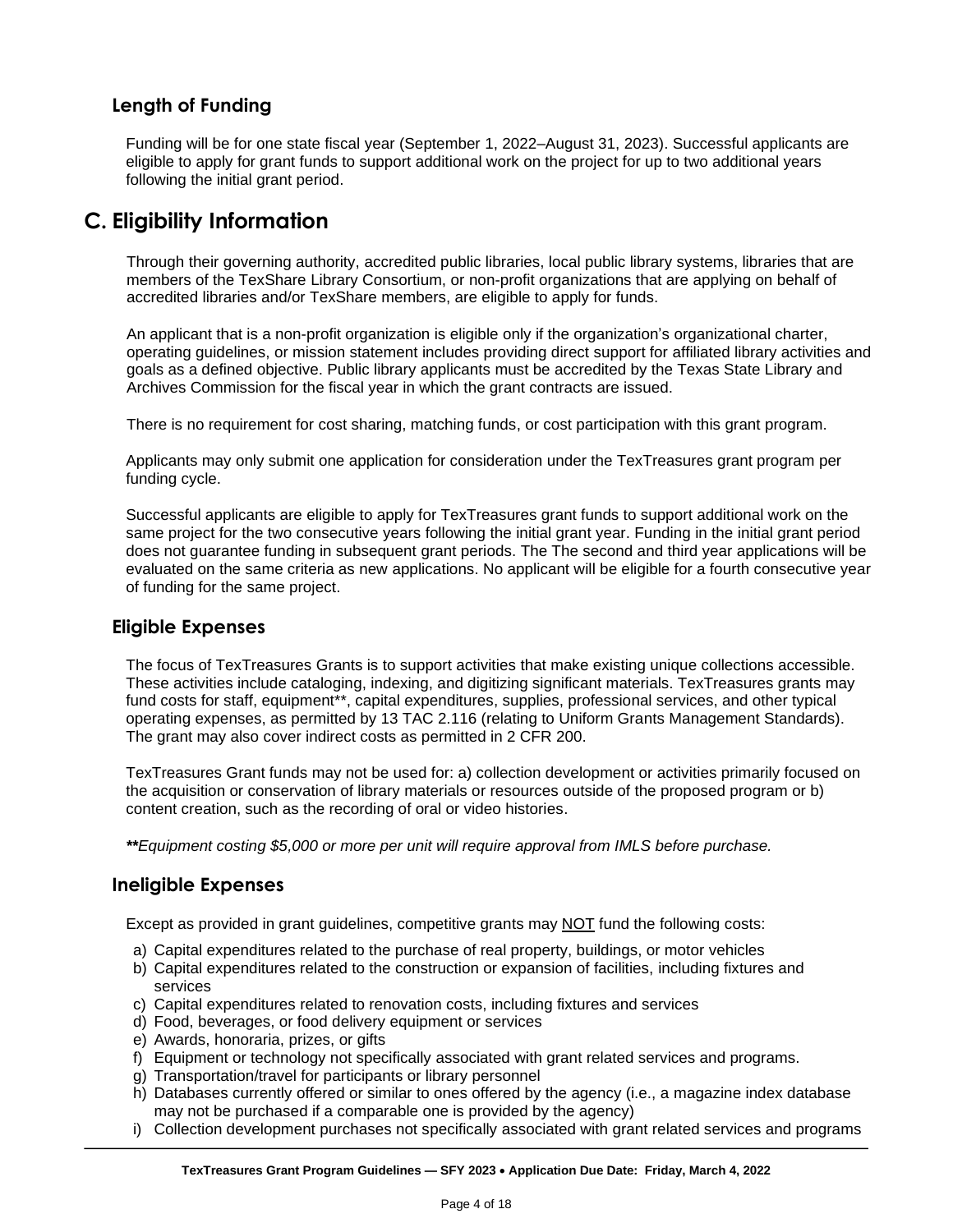### Length of Funding

Funding will be for one state fiscal year (September 1, 2022–August 31, 2023). Successful applicants are eligible to apply for grant funds to support additional work on the project for up to two additional years following the initial grant period.

## C. Eligibility Information

Through their governing authority, accredited public libraries, local public library systems, libraries that are members of the TexShare Library Consortium, or non-profit organizations that are applying on behalf of accredited libraries and/or TexShare members, are eligible to apply for funds.

An applicant that is a non-profit organization is eligible only if the organization's organizational charter, operating guidelines, or mission statement includes providing direct support for affiliated library activities and goals as a defined objective. Public library applicants must be accredited by the Texas State Library and Archives Commission for the fiscal year in which the grant contracts are issued.

There is no requirement for cost sharing, matching funds, or cost participation with this grant program.

Applicants may only submit one application for consideration under the TexTreasures grant program per funding cycle.

Successful applicants are eligible to apply for TexTreasures grant funds to support additional work on the same project for the two consecutive years following the initial grant year. Funding in the initial grant period does not guarantee funding in subsequent grant periods. The The second and third year applications will be evaluated on the same criteria as new applications. No applicant will be eligible for a fourth consecutive year of funding for the same project.

### Eligible Expenses

The focus of TexTreasures Grants is to support activities that make existing unique collections accessible. These activities include cataloging, indexing, and digitizing significant materials. TexTreasures grants may fund costs for staff, equipment**, capital expenditures, supplies, professional services, and other typical operating expenses, as permitted by 13 TAC 2.116 (relating to Uniform Grants Management Standards). The grant may also cover indirect costs as permitted in 2 CFR 200.

TexTreasures Grant funds may not be used for: a) collection development or activities primarily focused on the acquisition or conservation of library materials or resources outside of the proposed program or b) content creation, such as the recording of oral or video histories.

***\*\*Equipment costing $5,000 or more per unit will require approval from IMLS before purchase.***

### Ineligible Expenses

Except as provided in grant guidelines, competitive grants may <u>NOT</u> fund the following costs:

a) Capital expenditures related to the purchase of real property, buildings, or motor vehicles
b) Capital expenditures related to the construction or expansion of facilities, including fixtures and services
c) Capital expenditures related to renovation costs, including fixtures and services
d) Food, beverages, or food delivery equipment or services
e) Awards, honoraria, prizes, or gifts
f) Equipment or technology not specifically associated with grant related services and programs.
g) Transportation/travel for participants or library personnel
h) Databases currently offered or similar to ones offered by the agency (i.e., a magazine index database may not be purchased if a comparable one is provided by the agency)
i) Collection development purchases not specifically associated with grant related services and programs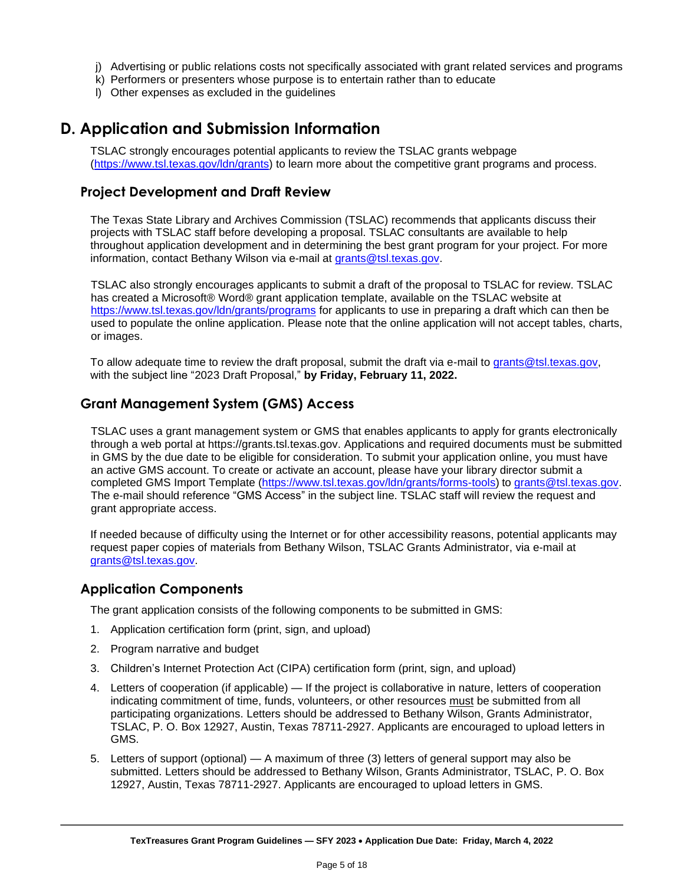j) Advertising or public relations costs not specifically associated with grant related services and programs
k) Performers or presenters whose purpose is to entertain rather than to educate
l) Other expenses as excluded in the guidelines

## D. Application and Submission Information

TSLAC strongly encourages potential applicants to review the TSLAC grants webpage (https://www.tsl.texas.gov/ldn/grants) to learn more about the competitive grant programs and process.

### Project Development and Draft Review

The Texas State Library and Archives Commission (TSLAC) recommends that applicants discuss their projects with TSLAC staff before developing a proposal. TSLAC consultants are available to help throughout application development and in determining the best grant program for your project. For more information, contact Bethany Wilson via e-mail at grants@tsl.texas.gov.

TSLAC also strongly encourages applicants to submit a draft of the proposal to TSLAC for review. TSLAC has created a Microsoft® Word® grant application template, available on the TSLAC website at https://www.tsl.texas.gov/ldn/grants/programs for applicants to use in preparing a draft which can then be used to populate the online application. Please note that the online application will not accept tables, charts, or images.

To allow adequate time to review the draft proposal, submit the draft via e-mail to grants@tsl.texas.gov, with the subject line "2023 Draft Proposal," **by Friday, February 11, 2022.**

### Grant Management System (GMS) Access

TSLAC uses a grant management system or GMS that enables applicants to apply for grants electronically through a web portal at https://grants.tsl.texas.gov. Applications and required documents must be submitted in GMS by the due date to be eligible for consideration. To submit your application online, you must have an active GMS account. To create or activate an account, please have your library director submit a completed GMS Import Template (https://www.tsl.texas.gov/ldn/grants/forms-tools) to grants@tsl.texas.gov. The e-mail should reference "GMS Access" in the subject line. TSLAC staff will review the request and grant appropriate access.

If needed because of difficulty using the Internet or for other accessibility reasons, potential applicants may request paper copies of materials from Bethany Wilson, TSLAC Grants Administrator, via e-mail at grants@tsl.texas.gov.

### Application Components

The grant application consists of the following components to be submitted in GMS:

1. Application certification form (print, sign, and upload)
2. Program narrative and budget
3. Children's Internet Protection Act (CIPA) certification form (print, sign, and upload)
4. Letters of cooperation (if applicable) — If the project is collaborative in nature, letters of cooperation indicating commitment of time, funds, volunteers, or other resources must be submitted from all participating organizations. Letters should be addressed to Bethany Wilson, Grants Administrator, TSLAC, P. O. Box 12927, Austin, Texas 78711-2927. Applicants are encouraged to upload letters in GMS.
5. Letters of support (optional) — A maximum of three (3) letters of general support may also be submitted. Letters should be addressed to Bethany Wilson, Grants Administrator, TSLAC, P. O. Box 12927, Austin, Texas 78711-2927. Applicants are encouraged to upload letters in GMS.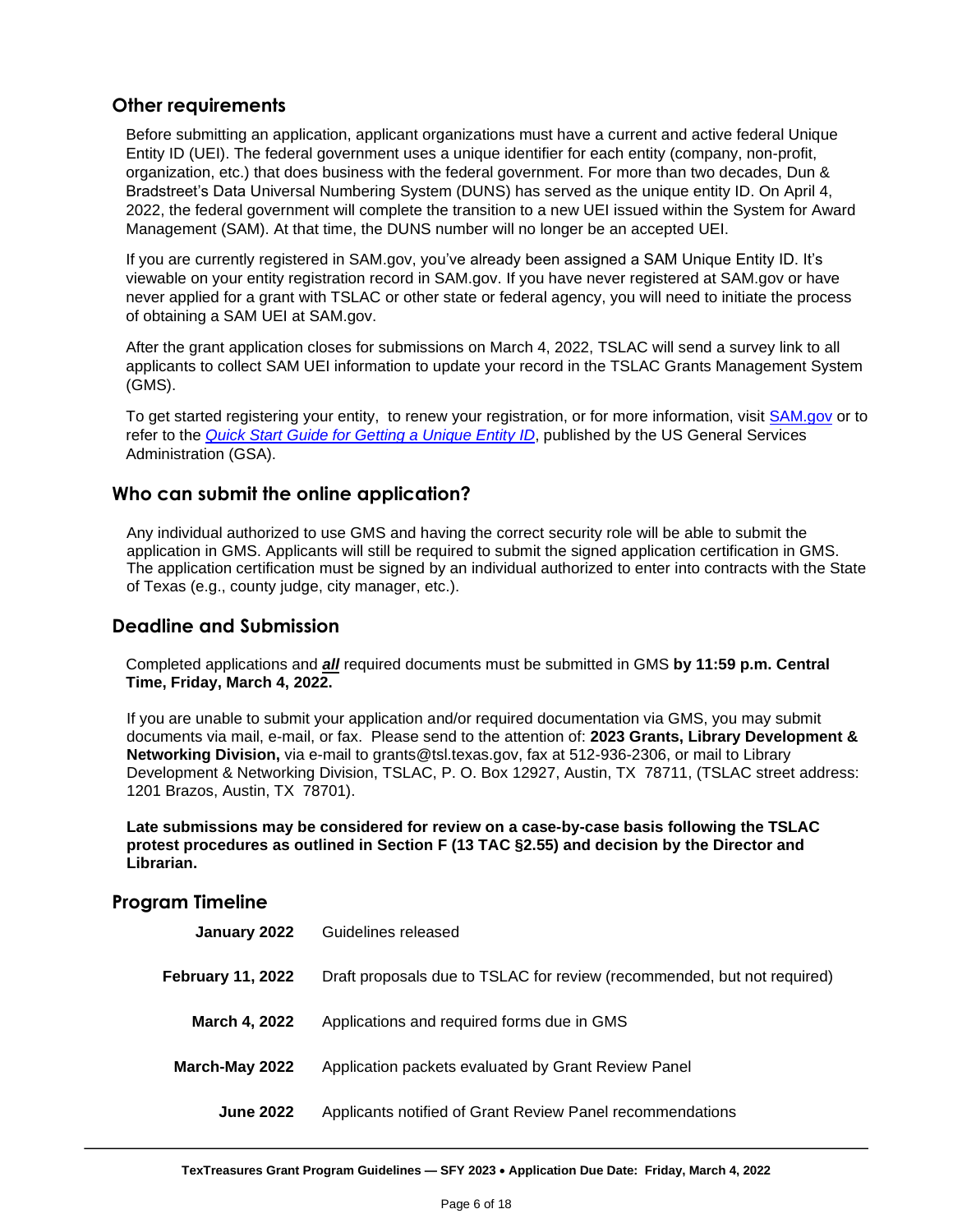## Other requirements

Before submitting an application, applicant organizations must have a current and active federal Unique Entity ID (UEI). The federal government uses a unique identifier for each entity (company, non-profit, organization, etc.) that does business with the federal government. For more than two decades, Dun & Bradstreet's Data Universal Numbering System (DUNS) has served as the unique entity ID. On April 4, 2022, the federal government will complete the transition to a new UEI issued within the System for Award Management (SAM). At that time, the DUNS number will no longer be an accepted UEI.

If you are currently registered in SAM.gov, you've already been assigned a SAM Unique Entity ID. It's viewable on your entity registration record in SAM.gov. If you have never registered at SAM.gov or have never applied for a grant with TSLAC or other state or federal agency, you will need to initiate the process of obtaining a SAM UEI at SAM.gov.

After the grant application closes for submissions on March 4, 2022, TSLAC will send a survey link to all applicants to collect SAM UEI information to update your record in the TSLAC Grants Management System (GMS).

To get started registering your entity, to renew your registration, or for more information, visit [SAM.gov]() or to refer to the [*Quick Start Guide for Getting a Unique Entity ID*](), published by the US General Services Administration (GSA).

## Who can submit the online application?

Any individual authorized to use GMS and having the correct security role will be able to submit the application in GMS. Applicants will still be required to submit the signed application certification in GMS. The application certification must be signed by an individual authorized to enter into contracts with the State of Texas (e.g., county judge, city manager, etc.).

## Deadline and Submission

Completed applications and ***all*** required documents must be submitted in GMS **by 11:59 p.m. Central Time, Friday, March 4, 2022.**

If you are unable to submit your application and/or required documentation via GMS, you may submit documents via mail, e-mail, or fax. Please send to the attention of: **2023 Grants, Library Development & Networking Division,** via e-mail to grants@tsl.texas.gov, fax at 512-936-2306, or mail to Library Development & Networking Division, TSLAC, P. O. Box 12927, Austin, TX 78711, (TSLAC street address: 1201 Brazos, Austin, TX 78701).

**Late submissions may be considered for review on a case-by-case basis following the TSLAC protest procedures as outlined in Section F (13 TAC §2.55) and decision by the Director and Librarian.**

## Program Timeline

| | |
|---|---|
| **January 2022** | Guidelines released |
| **February 11, 2022** | Draft proposals due to TSLAC for review (recommended, but not required) |
| **March 4, 2022** | Applications and required forms due in GMS |
| **March-May 2022** | Application packets evaluated by Grant Review Panel |
| **June 2022** | Applicants notified of Grant Review Panel recommendations |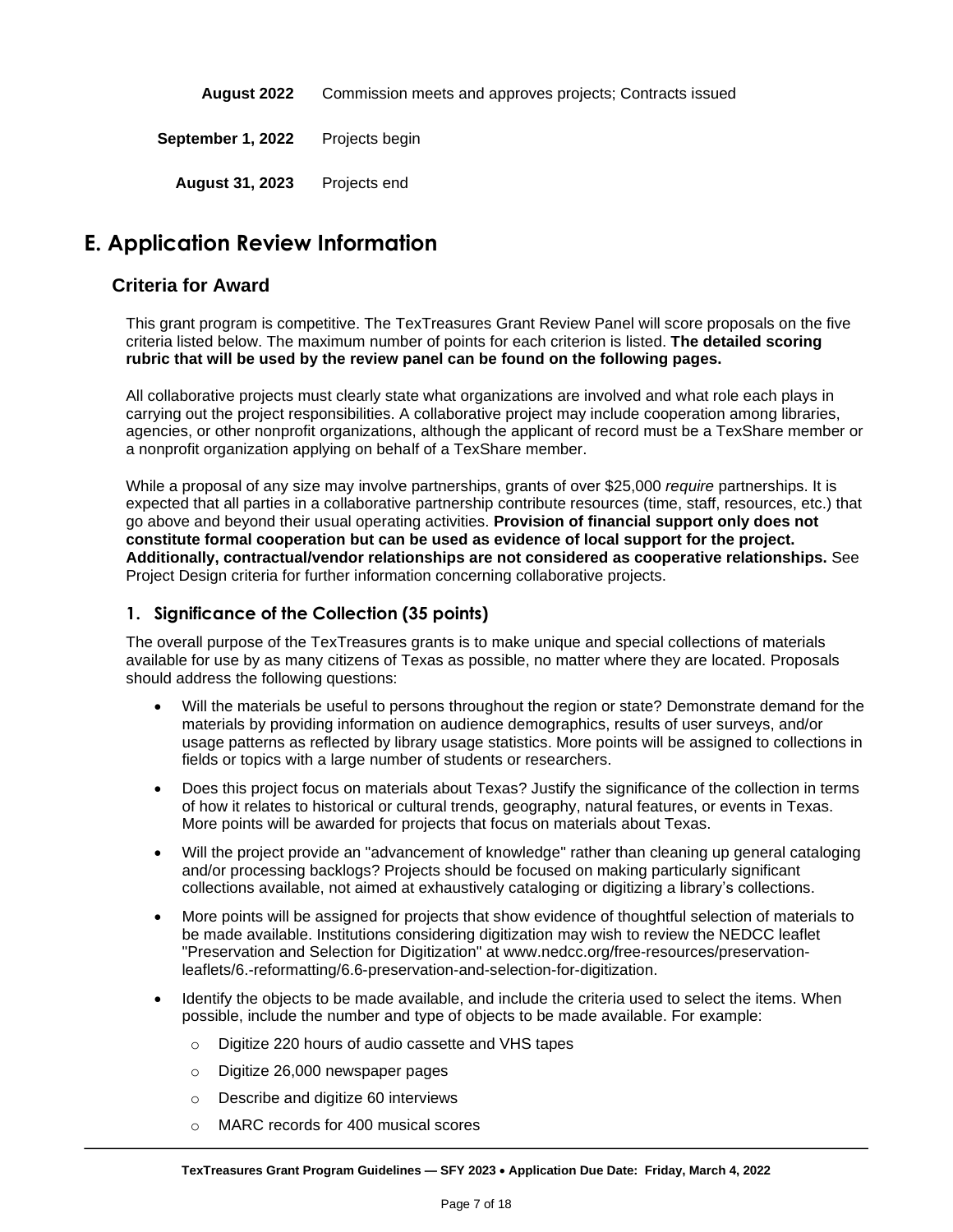| | |
|---|---|
| **August 2022** | Commission meets and approves projects; Contracts issued |
| **September 1, 2022** | Projects begin |
| **August 31, 2023** | Projects end |

# E. Application Review Information

## Criteria for Award

This grant program is competitive. The TexTreasures Grant Review Panel will score proposals on the five criteria listed below. The maximum number of points for each criterion is listed. **The detailed scoring rubric that will be used by the review panel can be found on the following pages.**

All collaborative projects must clearly state what organizations are involved and what role each plays in carrying out the project responsibilities. A collaborative project may include cooperation among libraries, agencies, or other nonprofit organizations, although the applicant of record must be a TexShare member or a nonprofit organization applying on behalf of a TexShare member.

While a proposal of any size may involve partnerships, grants of over $25,000 *require* partnerships. It is expected that all parties in a collaborative partnership contribute resources (time, staff, resources, etc.) that go above and beyond their usual operating activities. **Provision of financial support only does not constitute formal cooperation but can be used as evidence of local support for the project. Additionally, contractual/vendor relationships are not considered as cooperative relationships.** See Project Design criteria for further information concerning collaborative projects.

### 1. Significance of the Collection (35 points)

The overall purpose of the TexTreasures grants is to make unique and special collections of materials available for use by as many citizens of Texas as possible, no matter where they are located. Proposals should address the following questions:

- Will the materials be useful to persons throughout the region or state? Demonstrate demand for the materials by providing information on audience demographics, results of user surveys, and/or usage patterns as reflected by library usage statistics. More points will be assigned to collections in fields or topics with a large number of students or researchers.
- Does this project focus on materials about Texas? Justify the significance of the collection in terms of how it relates to historical or cultural trends, geography, natural features, or events in Texas. More points will be awarded for projects that focus on materials about Texas.
- Will the project provide an "advancement of knowledge" rather than cleaning up general cataloging and/or processing backlogs? Projects should be focused on making particularly significant collections available, not aimed at exhaustively cataloging or digitizing a library's collections.
- More points will be assigned for projects that show evidence of thoughtful selection of materials to be made available. Institutions considering digitization may wish to review the NEDCC leaflet "Preservation and Selection for Digitization" at www.nedcc.org/free-resources/preservation-leaflets/6.-reformatting/6.6-preservation-and-selection-for-digitization.
- Identify the objects to be made available, and include the criteria used to select the items. When possible, include the number and type of objects to be made available. For example:
  - Digitize 220 hours of audio cassette and VHS tapes
  - Digitize 26,000 newspaper pages
  - Describe and digitize 60 interviews
  - MARC records for 400 musical scores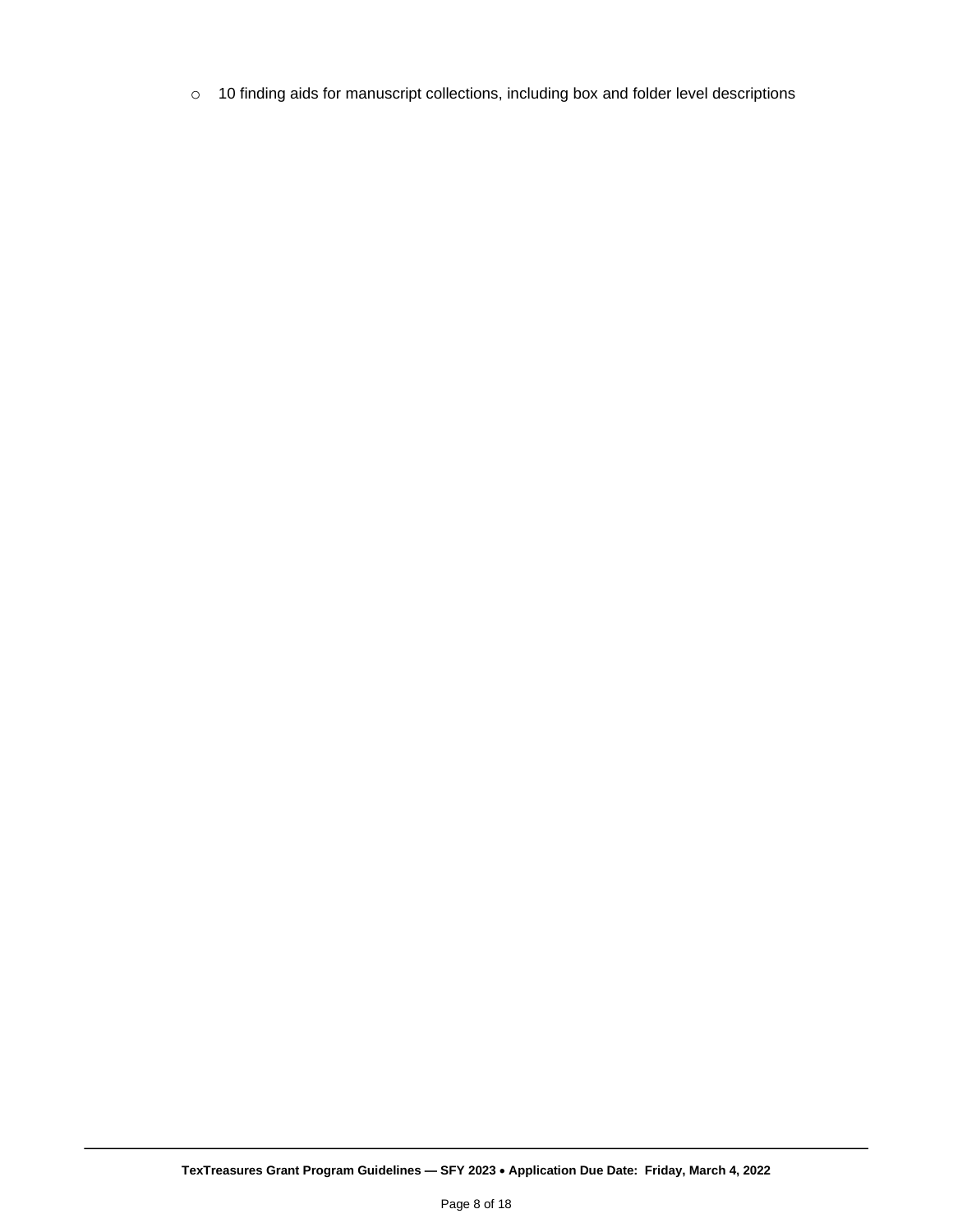- 10 finding aids for manuscript collections, including box and folder level descriptions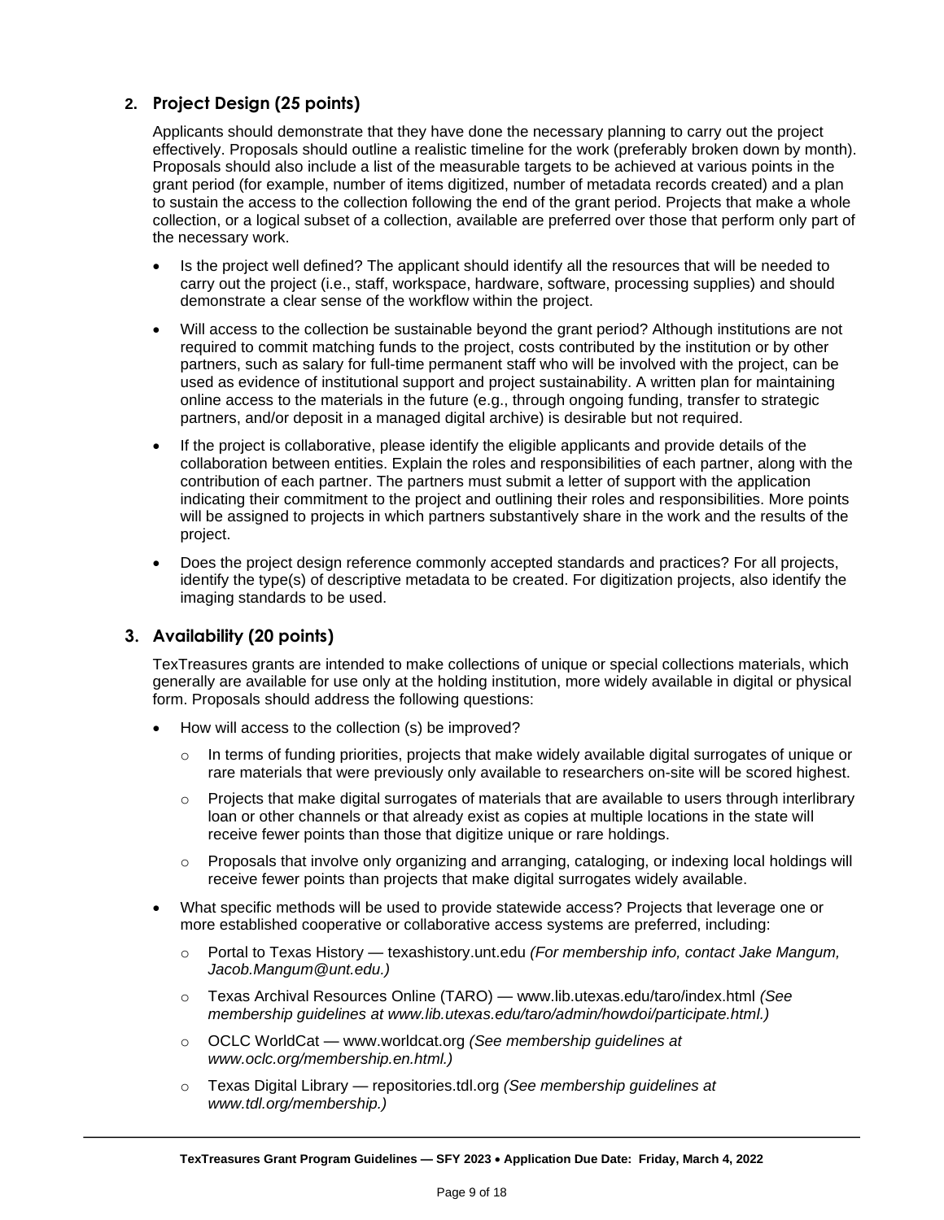## 2. Project Design (25 points)

Applicants should demonstrate that they have done the necessary planning to carry out the project effectively. Proposals should outline a realistic timeline for the work (preferably broken down by month). Proposals should also include a list of the measurable targets to be achieved at various points in the grant period (for example, number of items digitized, number of metadata records created) and a plan to sustain the access to the collection following the end of the grant period. Projects that make a whole collection, or a logical subset of a collection, available are preferred over those that perform only part of the necessary work.

- Is the project well defined? The applicant should identify all the resources that will be needed to carry out the project (i.e., staff, workspace, hardware, software, processing supplies) and should demonstrate a clear sense of the workflow within the project.
- Will access to the collection be sustainable beyond the grant period? Although institutions are not required to commit matching funds to the project, costs contributed by the institution or by other partners, such as salary for full-time permanent staff who will be involved with the project, can be used as evidence of institutional support and project sustainability. A written plan for maintaining online access to the materials in the future (e.g., through ongoing funding, transfer to strategic partners, and/or deposit in a managed digital archive) is desirable but not required.
- If the project is collaborative, please identify the eligible applicants and provide details of the collaboration between entities. Explain the roles and responsibilities of each partner, along with the contribution of each partner. The partners must submit a letter of support with the application indicating their commitment to the project and outlining their roles and responsibilities. More points will be assigned to projects in which partners substantively share in the work and the results of the project.
- Does the project design reference commonly accepted standards and practices? For all projects, identify the type(s) of descriptive metadata to be created. For digitization projects, also identify the imaging standards to be used.

## 3. Availability (20 points)

TexTreasures grants are intended to make collections of unique or special collections materials, which generally are available for use only at the holding institution, more widely available in digital or physical form. Proposals should address the following questions:

- How will access to the collection (s) be improved?
  - In terms of funding priorities, projects that make widely available digital surrogates of unique or rare materials that were previously only available to researchers on-site will be scored highest.
  - Projects that make digital surrogates of materials that are available to users through interlibrary loan or other channels or that already exist as copies at multiple locations in the state will receive fewer points than those that digitize unique or rare holdings.
  - Proposals that involve only organizing and arranging, cataloging, or indexing local holdings will receive fewer points than projects that make digital surrogates widely available.
- What specific methods will be used to provide statewide access? Projects that leverage one or more established cooperative or collaborative access systems are preferred, including:
  - Portal to Texas History — texashistory.unt.edu *(For membership info, contact Jake Mangum, Jacob.Mangum@unt.edu.)*
  - Texas Archival Resources Online (TARO) — www.lib.utexas.edu/taro/index.html *(See membership guidelines at www.lib.utexas.edu/taro/admin/howdoi/participate.html.)*
  - OCLC WorldCat — www.worldcat.org *(See membership guidelines at www.oclc.org/membership.en.html.)*
  - Texas Digital Library — repositories.tdl.org *(See membership guidelines at www.tdl.org/membership.)*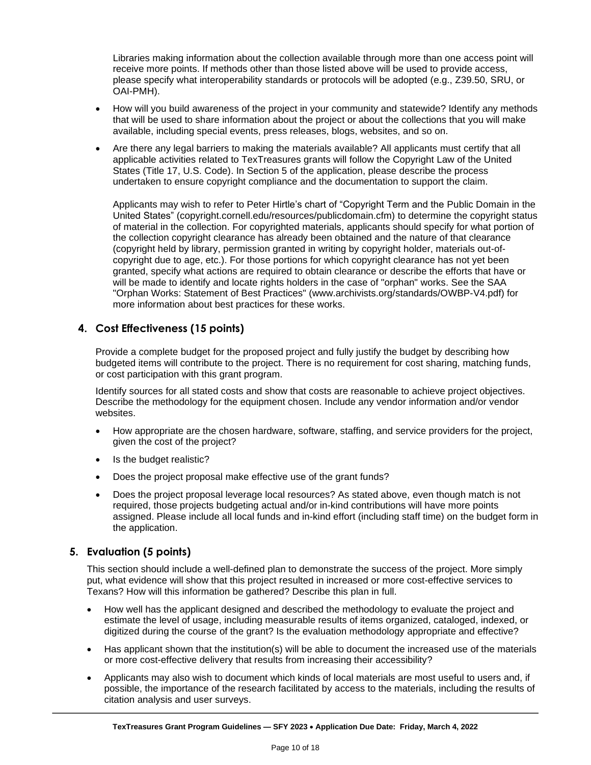Libraries making information about the collection available through more than one access point will receive more points. If methods other than those listed above will be used to provide access, please specify what interoperability standards or protocols will be adopted (e.g., Z39.50, SRU, or OAI-PMH).

- How will you build awareness of the project in your community and statewide? Identify any methods that will be used to share information about the project or about the collections that you will make available, including special events, press releases, blogs, websites, and so on.
- Are there any legal barriers to making the materials available? All applicants must certify that all applicable activities related to TexTreasures grants will follow the Copyright Law of the United States (Title 17, U.S. Code). In Section 5 of the application, please describe the process undertaken to ensure copyright compliance and the documentation to support the claim.

  Applicants may wish to refer to Peter Hirtle's chart of "Copyright Term and the Public Domain in the United States" (copyright.cornell.edu/resources/publicdomain.cfm) to determine the copyright status of material in the collection. For copyrighted materials, applicants should specify for what portion of the collection copyright clearance has already been obtained and the nature of that clearance (copyright held by library, permission granted in writing by copyright holder, materials out-of-copyright due to age, etc.). For those portions for which copyright clearance has not yet been granted, specify what actions are required to obtain clearance or describe the efforts that have or will be made to identify and locate rights holders in the case of "orphan" works. See the SAA "Orphan Works: Statement of Best Practices" (www.archivists.org/standards/OWBP-V4.pdf) for more information about best practices for these works.

## 4. Cost Effectiveness (15 points)

Provide a complete budget for the proposed project and fully justify the budget by describing how budgeted items will contribute to the project. There is no requirement for cost sharing, matching funds, or cost participation with this grant program.

Identify sources for all stated costs and show that costs are reasonable to achieve project objectives. Describe the methodology for the equipment chosen. Include any vendor information and/or vendor websites.

- How appropriate are the chosen hardware, software, staffing, and service providers for the project, given the cost of the project?
- Is the budget realistic?
- Does the project proposal make effective use of the grant funds?
- Does the project proposal leverage local resources? As stated above, even though match is not required, those projects budgeting actual and/or in-kind contributions will have more points assigned. Please include all local funds and in-kind effort (including staff time) on the budget form in the application.

## 5. Evaluation (5 points)

This section should include a well-defined plan to demonstrate the success of the project. More simply put, what evidence will show that this project resulted in increased or more cost-effective services to Texans? How will this information be gathered? Describe this plan in full.

- How well has the applicant designed and described the methodology to evaluate the project and estimate the level of usage, including measurable results of items organized, cataloged, indexed, or digitized during the course of the grant? Is the evaluation methodology appropriate and effective?
- Has applicant shown that the institution(s) will be able to document the increased use of the materials or more cost-effective delivery that results from increasing their accessibility?
- Applicants may also wish to document which kinds of local materials are most useful to users and, if possible, the importance of the research facilitated by access to the materials, including the results of citation analysis and user surveys.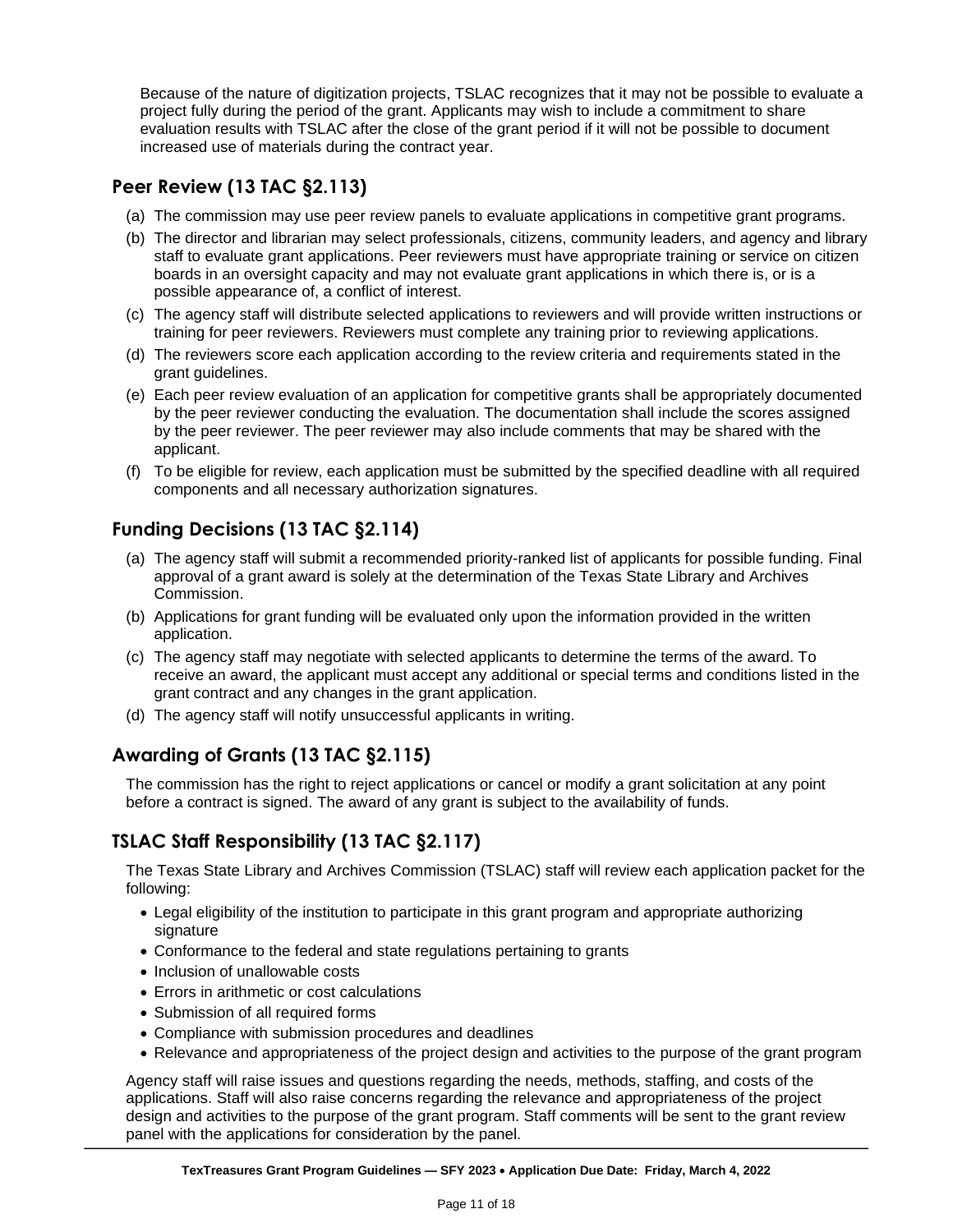Because of the nature of digitization projects, TSLAC recognizes that it may not be possible to evaluate a project fully during the period of the grant. Applicants may wish to include a commitment to share evaluation results with TSLAC after the close of the grant period if it will not be possible to document increased use of materials during the contract year.

## Peer Review (13 TAC §2.113)

(a) The commission may use peer review panels to evaluate applications in competitive grant programs.

(b) The director and librarian may select professionals, citizens, community leaders, and agency and library staff to evaluate grant applications. Peer reviewers must have appropriate training or service on citizen boards in an oversight capacity and may not evaluate grant applications in which there is, or is a possible appearance of, a conflict of interest.

(c) The agency staff will distribute selected applications to reviewers and will provide written instructions or training for peer reviewers. Reviewers must complete any training prior to reviewing applications.

(d) The reviewers score each application according to the review criteria and requirements stated in the grant guidelines.

(e) Each peer review evaluation of an application for competitive grants shall be appropriately documented by the peer reviewer conducting the evaluation. The documentation shall include the scores assigned by the peer reviewer. The peer reviewer may also include comments that may be shared with the applicant.

(f) To be eligible for review, each application must be submitted by the specified deadline with all required components and all necessary authorization signatures.

## Funding Decisions (13 TAC §2.114)

(a) The agency staff will submit a recommended priority-ranked list of applicants for possible funding. Final approval of a grant award is solely at the determination of the Texas State Library and Archives Commission.

(b) Applications for grant funding will be evaluated only upon the information provided in the written application.

(c) The agency staff may negotiate with selected applicants to determine the terms of the award. To receive an award, the applicant must accept any additional or special terms and conditions listed in the grant contract and any changes in the grant application.

(d) The agency staff will notify unsuccessful applicants in writing.

## Awarding of Grants (13 TAC §2.115)

The commission has the right to reject applications or cancel or modify a grant solicitation at any point before a contract is signed. The award of any grant is subject to the availability of funds.

## TSLAC Staff Responsibility (13 TAC §2.117)

The Texas State Library and Archives Commission (TSLAC) staff will review each application packet for the following:

- Legal eligibility of the institution to participate in this grant program and appropriate authorizing signature
- Conformance to the federal and state regulations pertaining to grants
- Inclusion of unallowable costs
- Errors in arithmetic or cost calculations
- Submission of all required forms
- Compliance with submission procedures and deadlines
- Relevance and appropriateness of the project design and activities to the purpose of the grant program

Agency staff will raise issues and questions regarding the needs, methods, staffing, and costs of the applications. Staff will also raise concerns regarding the relevance and appropriateness of the project design and activities to the purpose of the grant program. Staff comments will be sent to the grant review panel with the applications for consideration by the panel.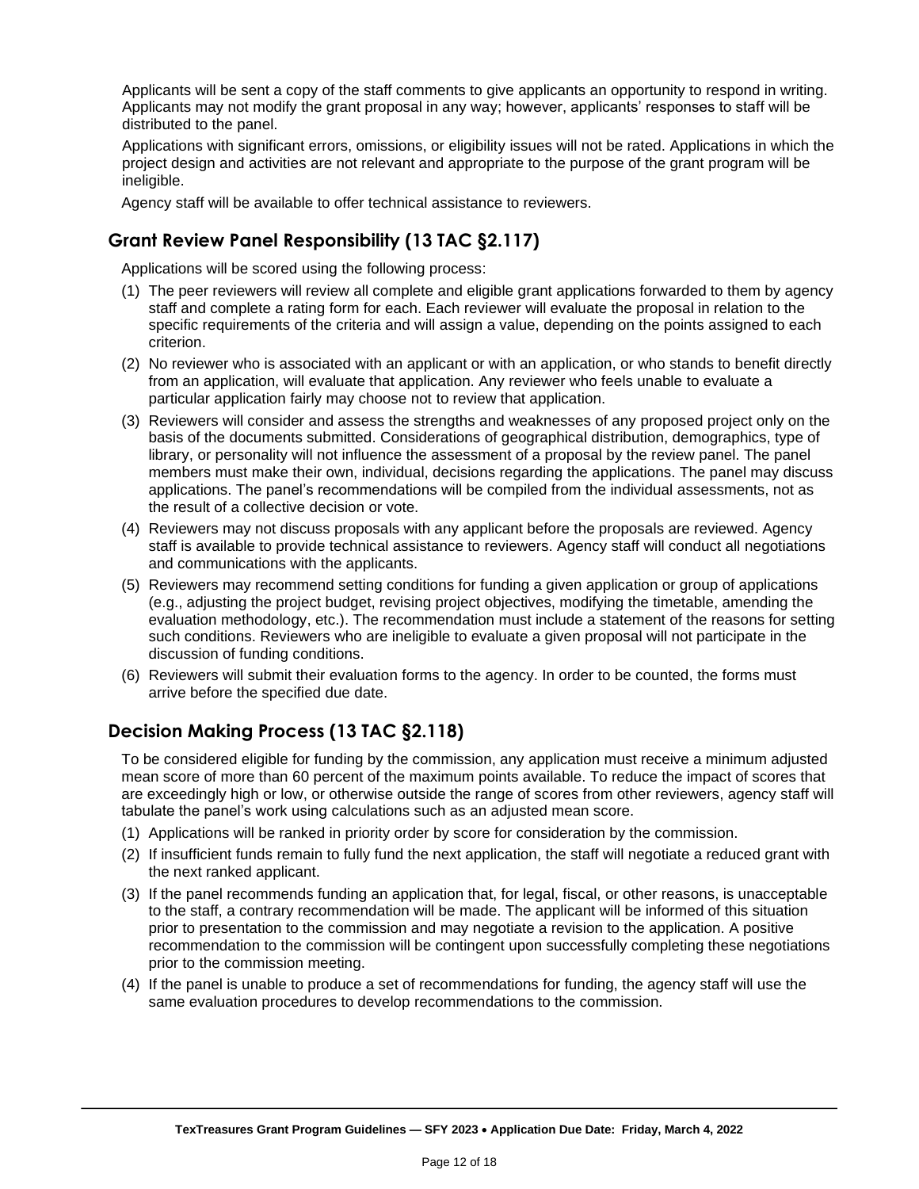Applicants will be sent a copy of the staff comments to give applicants an opportunity to respond in writing. Applicants may not modify the grant proposal in any way; however, applicants' responses to staff will be distributed to the panel.

Applications with significant errors, omissions, or eligibility issues will not be rated. Applications in which the project design and activities are not relevant and appropriate to the purpose of the grant program will be ineligible.

Agency staff will be available to offer technical assistance to reviewers.

## Grant Review Panel Responsibility (13 TAC §2.117)

Applications will be scored using the following process:

(1) The peer reviewers will review all complete and eligible grant applications forwarded to them by agency staff and complete a rating form for each. Each reviewer will evaluate the proposal in relation to the specific requirements of the criteria and will assign a value, depending on the points assigned to each criterion.

(2) No reviewer who is associated with an applicant or with an application, or who stands to benefit directly from an application, will evaluate that application. Any reviewer who feels unable to evaluate a particular application fairly may choose not to review that application.

(3) Reviewers will consider and assess the strengths and weaknesses of any proposed project only on the basis of the documents submitted. Considerations of geographical distribution, demographics, type of library, or personality will not influence the assessment of a proposal by the review panel. The panel members must make their own, individual, decisions regarding the applications. The panel may discuss applications. The panel's recommendations will be compiled from the individual assessments, not as the result of a collective decision or vote.

(4) Reviewers may not discuss proposals with any applicant before the proposals are reviewed. Agency staff is available to provide technical assistance to reviewers. Agency staff will conduct all negotiations and communications with the applicants.

(5) Reviewers may recommend setting conditions for funding a given application or group of applications (e.g., adjusting the project budget, revising project objectives, modifying the timetable, amending the evaluation methodology, etc.). The recommendation must include a statement of the reasons for setting such conditions. Reviewers who are ineligible to evaluate a given proposal will not participate in the discussion of funding conditions.

(6) Reviewers will submit their evaluation forms to the agency. In order to be counted, the forms must arrive before the specified due date.

## Decision Making Process (13 TAC §2.118)

To be considered eligible for funding by the commission, any application must receive a minimum adjusted mean score of more than 60 percent of the maximum points available. To reduce the impact of scores that are exceedingly high or low, or otherwise outside the range of scores from other reviewers, agency staff will tabulate the panel's work using calculations such as an adjusted mean score.

(1) Applications will be ranked in priority order by score for consideration by the commission.

(2) If insufficient funds remain to fully fund the next application, the staff will negotiate a reduced grant with the next ranked applicant.

(3) If the panel recommends funding an application that, for legal, fiscal, or other reasons, is unacceptable to the staff, a contrary recommendation will be made. The applicant will be informed of this situation prior to presentation to the commission and may negotiate a revision to the application. A positive recommendation to the commission will be contingent upon successfully completing these negotiations prior to the commission meeting.

(4) If the panel is unable to produce a set of recommendations for funding, the agency staff will use the same evaluation procedures to develop recommendations to the commission.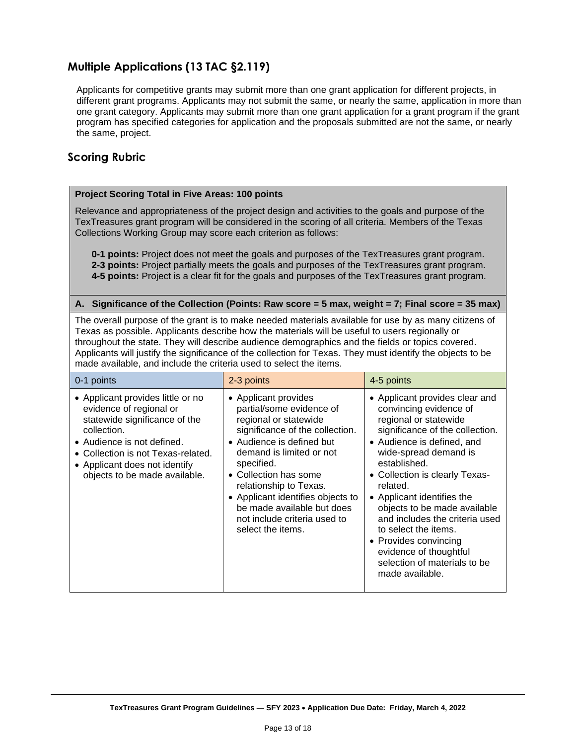## Multiple Applications (13 TAC §2.119)

Applicants for competitive grants may submit more than one grant application for different projects, in different grant programs. Applicants may not submit the same, or nearly the same, application in more than one grant category. Applicants may submit more than one grant application for a grant program if the grant program has specified categories for application and the proposals submitted are not the same, or nearly the same, project.

## Scoring Rubric

**Project Scoring Total in Five Areas: 100 points**

Relevance and appropriateness of the project design and activities to the goals and purpose of the TexTreasures grant program will be considered in the scoring of all criteria. Members of the Texas Collections Working Group may score each criterion as follows:

- **0-1 points:** Project does not meet the goals and purposes of the TexTreasures grant program.
- **2-3 points:** Project partially meets the goals and purposes of the TexTreasures grant program.
- **4-5 points:** Project is a clear fit for the goals and purposes of the TexTreasures grant program.

**A. Significance of the Collection (Points: Raw score = 5 max, weight = 7; Final score = 35 max)**

The overall purpose of the grant is to make needed materials available for use by as many citizens of Texas as possible. Applicants describe how the materials will be useful to users regionally or throughout the state. They will describe audience demographics and the fields or topics covered. Applicants will justify the significance of the collection for Texas. They must identify the objects to be made available, and include the criteria used to select the items.

| 0-1 points | 2-3 points | 4-5 points |
|---|---|---|
| • Applicant provides little or no evidence of regional or statewide significance of the collection.<br>• Audience is not defined.<br>• Collection is not Texas-related.<br>• Applicant does not identify objects to be made available. | • Applicant provides partial/some evidence of regional or statewide significance of the collection.<br>• Audience is defined but demand is limited or not specified.<br>• Collection has some relationship to Texas.<br>• Applicant identifies objects to be made available but does not include criteria used to select the items. | • Applicant provides clear and convincing evidence of regional or statewide significance of the collection.<br>• Audience is defined, and wide-spread demand is established.<br>• Collection is clearly Texas-related.<br>• Applicant identifies the objects to be made available and includes the criteria used to select the items.<br>• Provides convincing evidence of thoughtful selection of materials to be made available. |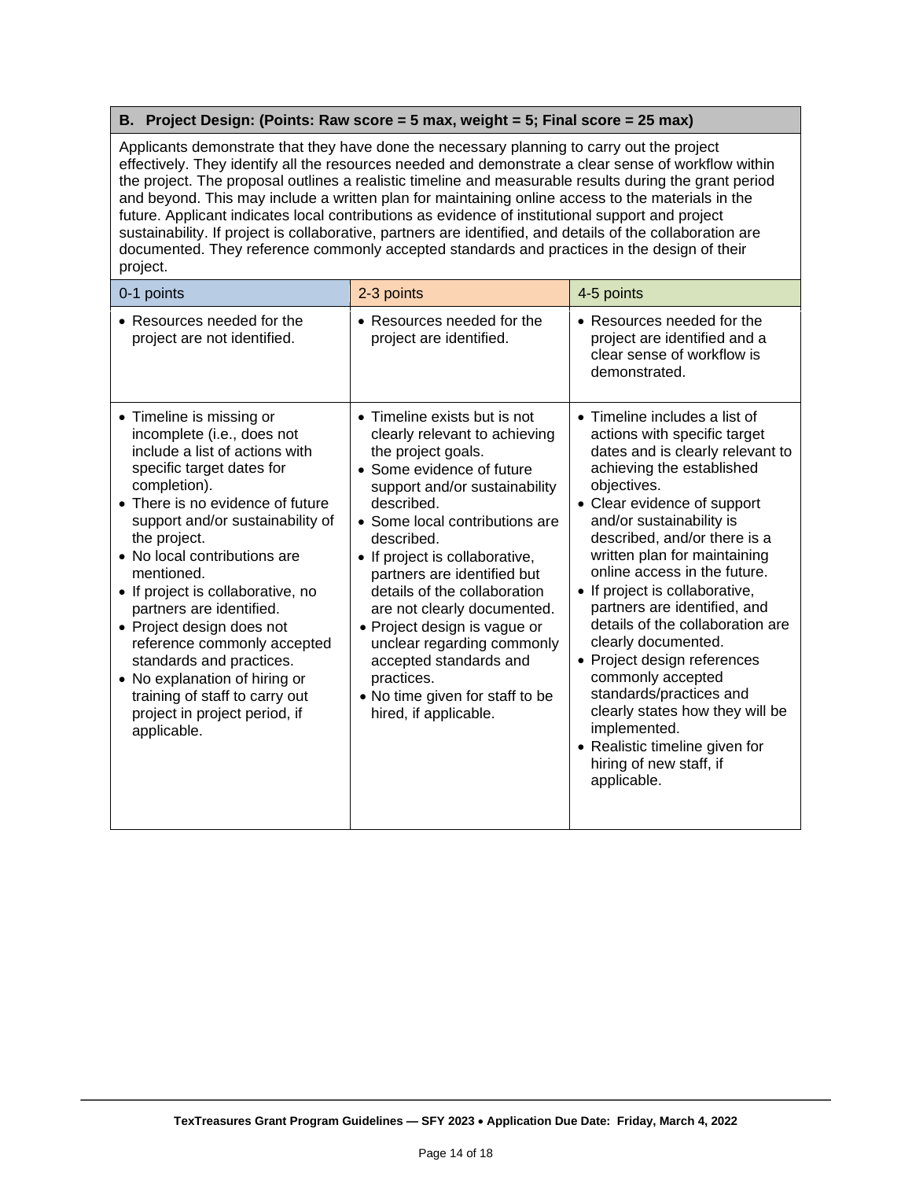**B. Project Design: (Points: Raw score = 5 max, weight = 5; Final score = 25 max)**

Applicants demonstrate that they have done the necessary planning to carry out the project effectively. They identify all the resources needed and demonstrate a clear sense of workflow within the project. The proposal outlines a realistic timeline and measurable results during the grant period and beyond. This may include a written plan for maintaining online access to the materials in the future. Applicant indicates local contributions as evidence of institutional support and project sustainability. If project is collaborative, partners are identified, and details of the collaboration are documented. They reference commonly accepted standards and practices in the design of their project.

| 0-1 points | 2-3 points | 4-5 points |
|---|---|---|
| • Resources needed for the project are not identified. | • Resources needed for the project are identified. | • Resources needed for the project are identified and a clear sense of workflow is demonstrated. |
| • Timeline is missing or incomplete (i.e., does not include a list of actions with specific target dates for completion).<br>• There is no evidence of future support and/or sustainability of the project.<br>• No local contributions are mentioned.<br>• If project is collaborative, no partners are identified.<br>• Project design does not reference commonly accepted standards and practices.<br>• No explanation of hiring or training of staff to carry out project in project period, if applicable. | • Timeline exists but is not clearly relevant to achieving the project goals.<br>• Some evidence of future support and/or sustainability described.<br>• Some local contributions are described.<br>• If project is collaborative, partners are identified but details of the collaboration are not clearly documented.<br>• Project design is vague or unclear regarding commonly accepted standards and practices.<br>• No time given for staff to be hired, if applicable. | • Timeline includes a list of actions with specific target dates and is clearly relevant to achieving the established objectives.<br>• Clear evidence of support and/or sustainability is described, and/or there is a written plan for maintaining online access in the future.<br>• If project is collaborative, partners are identified, and details of the collaboration are clearly documented.<br>• Project design references commonly accepted standards/practices and clearly states how they will be implemented.<br>• Realistic timeline given for hiring of new staff, if applicable. |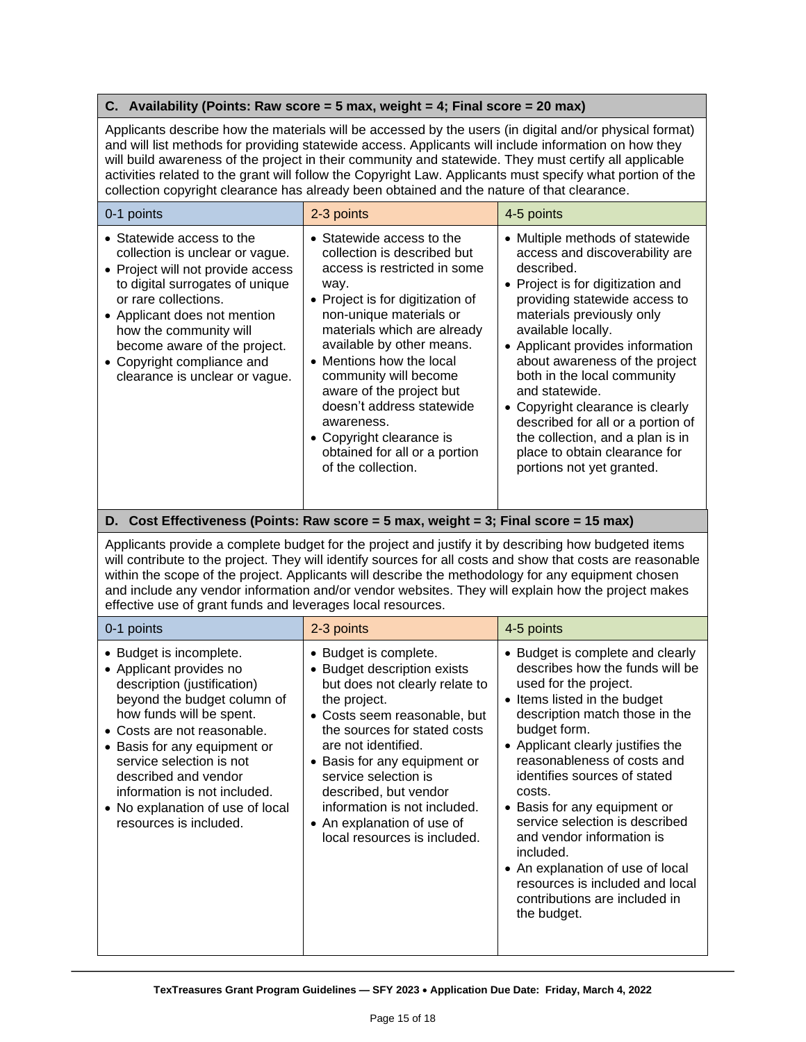### C. Availability (Points: Raw score = 5 max, weight = 4; Final score = 20 max)

Applicants describe how the materials will be accessed by the users (in digital and/or physical format) and will list methods for providing statewide access. Applicants will include information on how they will build awareness of the project in their community and statewide. They must certify all applicable activities related to the grant will follow the Copyright Law. Applicants must specify what portion of the collection copyright clearance has already been obtained and the nature of that clearance.

| 0-1 points | 2-3 points | 4-5 points |
|---|---|---|
| • Statewide access to the collection is unclear or vague.<br>• Project will not provide access to digital surrogates of unique or rare collections.<br>• Applicant does not mention how the community will become aware of the project.<br>• Copyright compliance and clearance is unclear or vague. | • Statewide access to the collection is described but access is restricted in some way.<br>• Project is for digitization of non-unique materials or materials which are already available by other means.<br>• Mentions how the local community will become aware of the project but doesn't address statewide awareness.<br>• Copyright clearance is obtained for all or a portion of the collection. | • Multiple methods of statewide access and discoverability are described.<br>• Project is for digitization and providing statewide access to materials previously only available locally.<br>• Applicant provides information about awareness of the project both in the local community and statewide.<br>• Copyright clearance is clearly described for all or a portion of the collection, and a plan is in place to obtain clearance for portions not yet granted. |

### D. Cost Effectiveness (Points: Raw score = 5 max, weight = 3; Final score = 15 max)

Applicants provide a complete budget for the project and justify it by describing how budgeted items will contribute to the project. They will identify sources for all costs and show that costs are reasonable within the scope of the project. Applicants will describe the methodology for any equipment chosen and include any vendor information and/or vendor websites. They will explain how the project makes effective use of grant funds and leverages local resources.

| 0-1 points | 2-3 points | 4-5 points |
|---|---|---|
| • Budget is incomplete.<br>• Applicant provides no description (justification) beyond the budget column of how funds will be spent.<br>• Costs are not reasonable.<br>• Basis for any equipment or service selection is not described and vendor information is not included.<br>• No explanation of use of local resources is included. | • Budget is complete.<br>• Budget description exists but does not clearly relate to the project.<br>• Costs seem reasonable, but the sources for stated costs are not identified.<br>• Basis for any equipment or service selection is described, but vendor information is not included.<br>• An explanation of use of local resources is included. | • Budget is complete and clearly describes how the funds will be used for the project.<br>• Items listed in the budget description match those in the budget form.<br>• Applicant clearly justifies the reasonableness of costs and identifies sources of stated costs.<br>• Basis for any equipment or service selection is described and vendor information is included.<br>• An explanation of use of local resources is included and local contributions are included in the budget. |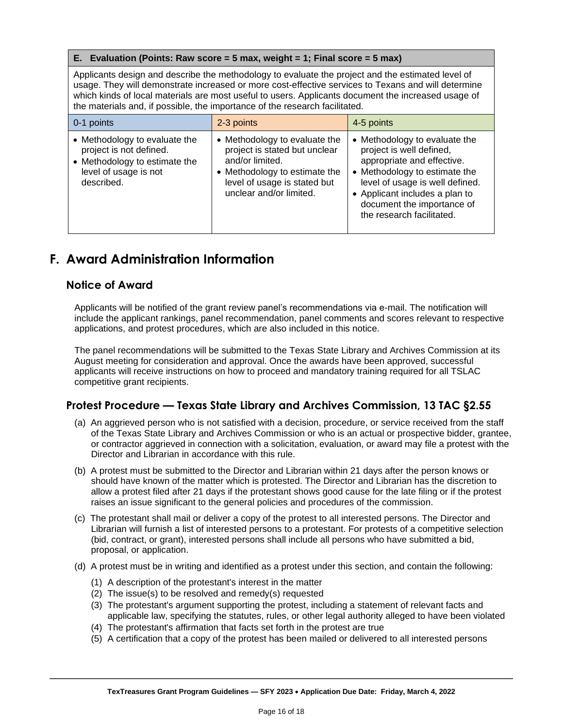| E. Evaluation (Points: Raw score = 5 max, weight = 1; Final score = 5 max) | | |
|---|---|---|
| Applicants design and describe the methodology to evaluate the project and the estimated level of usage. They will demonstrate increased or more cost-effective services to Texans and will determine which kinds of local materials are most useful to users. Applicants document the increased usage of the materials and, if possible, the importance of the research facilitated. | | |
| 0-1 points | 2-3 points | 4-5 points |
| • Methodology to evaluate the project is not defined.<br>• Methodology to estimate the level of usage is not described. | • Methodology to evaluate the project is stated but unclear and/or limited.<br>• Methodology to estimate the level of usage is stated but unclear and/or limited. | • Methodology to evaluate the project is well defined, appropriate and effective.<br>• Methodology to estimate the level of usage is well defined.<br>• Applicant includes a plan to document the importance of the research facilitated. |

# F. Award Administration Information

## Notice of Award

Applicants will be notified of the grant review panel's recommendations via e-mail. The notification will include the applicant rankings, panel recommendation, panel comments and scores relevant to respective applications, and protest procedures, which are also included in this notice.

The panel recommendations will be submitted to the Texas State Library and Archives Commission at its August meeting for consideration and approval. Once the awards have been approved, successful applicants will receive instructions on how to proceed and mandatory training required for all TSLAC competitive grant recipients.

## Protest Procedure — Texas State Library and Archives Commission, 13 TAC §2.55

(a) An aggrieved person who is not satisfied with a decision, procedure, or service received from the staff of the Texas State Library and Archives Commission or who is an actual or prospective bidder, grantee, or contractor aggrieved in connection with a solicitation, evaluation, or award may file a protest with the Director and Librarian in accordance with this rule.

(b) A protest must be submitted to the Director and Librarian within 21 days after the person knows or should have known of the matter which is protested. The Director and Librarian has the discretion to allow a protest filed after 21 days if the protestant shows good cause for the late filing or if the protest raises an issue significant to the general policies and procedures of the commission.

(c) The protestant shall mail or deliver a copy of the protest to all interested persons. The Director and Librarian will furnish a list of interested persons to a protestant. For protests of a competitive selection (bid, contract, or grant), interested persons shall include all persons who have submitted a bid, proposal, or application.

(d) A protest must be in writing and identified as a protest under this section, and contain the following:

(1) A description of the protestant's interest in the matter
(2) The issue(s) to be resolved and remedy(s) requested
(3) The protestant's argument supporting the protest, including a statement of relevant facts and applicable law, specifying the statutes, rules, or other legal authority alleged to have been violated
(4) The protestant's affirmation that facts set forth in the protest are true
(5) A certification that a copy of the protest has been mailed or delivered to all interested persons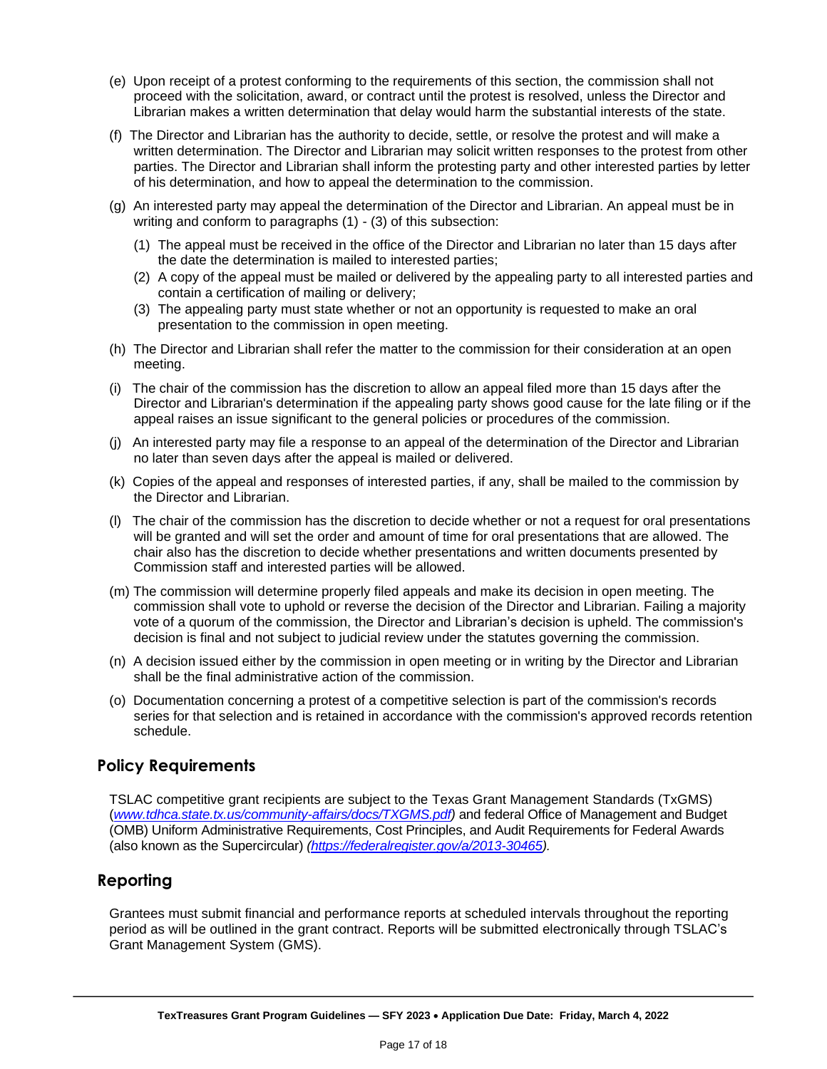(e) Upon receipt of a protest conforming to the requirements of this section, the commission shall not proceed with the solicitation, award, or contract until the protest is resolved, unless the Director and Librarian makes a written determination that delay would harm the substantial interests of the state.

(f) The Director and Librarian has the authority to decide, settle, or resolve the protest and will make a written determination. The Director and Librarian may solicit written responses to the protest from other parties. The Director and Librarian shall inform the protesting party and other interested parties by letter of his determination, and how to appeal the determination to the commission.

(g) An interested party may appeal the determination of the Director and Librarian. An appeal must be in writing and conform to paragraphs (1) - (3) of this subsection:

(1) The appeal must be received in the office of the Director and Librarian no later than 15 days after the date the determination is mailed to interested parties;
(2) A copy of the appeal must be mailed or delivered by the appealing party to all interested parties and contain a certification of mailing or delivery;
(3) The appealing party must state whether or not an opportunity is requested to make an oral presentation to the commission in open meeting.

(h) The Director and Librarian shall refer the matter to the commission for their consideration at an open meeting.

(i) The chair of the commission has the discretion to allow an appeal filed more than 15 days after the Director and Librarian's determination if the appealing party shows good cause for the late filing or if the appeal raises an issue significant to the general policies or procedures of the commission.

(j) An interested party may file a response to an appeal of the determination of the Director and Librarian no later than seven days after the appeal is mailed or delivered.

(k) Copies of the appeal and responses of interested parties, if any, shall be mailed to the commission by the Director and Librarian.

(l) The chair of the commission has the discretion to decide whether or not a request for oral presentations will be granted and will set the order and amount of time for oral presentations that are allowed. The chair also has the discretion to decide whether presentations and written documents presented by Commission staff and interested parties will be allowed.

(m) The commission will determine properly filed appeals and make its decision in open meeting. The commission shall vote to uphold or reverse the decision of the Director and Librarian. Failing a majority vote of a quorum of the commission, the Director and Librarian's decision is upheld. The commission's decision is final and not subject to judicial review under the statutes governing the commission.

(n) A decision issued either by the commission in open meeting or in writing by the Director and Librarian shall be the final administrative action of the commission.

(o) Documentation concerning a protest of a competitive selection is part of the commission's records series for that selection and is retained in accordance with the commission's approved records retention schedule.

## Policy Requirements

TSLAC competitive grant recipients are subject to the Texas Grant Management Standards (TxGMS) (*www.tdhca.state.tx.us/community-affairs/docs/TXGMS.pdf*) and federal Office of Management and Budget (OMB) Uniform Administrative Requirements, Cost Principles, and Audit Requirements for Federal Awards (also known as the Supercircular) *(https://federalregister.gov/a/2013-30465)*.

## Reporting

Grantees must submit financial and performance reports at scheduled intervals throughout the reporting period as will be outlined in the grant contract. Reports will be submitted electronically through TSLAC's Grant Management System (GMS).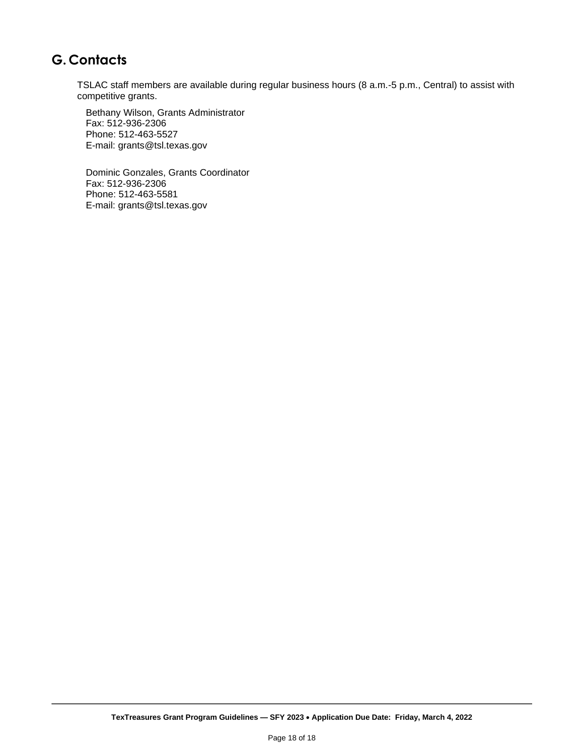## G. Contacts

TSLAC staff members are available during regular business hours (8 a.m.-5 p.m., Central) to assist with competitive grants.

Bethany Wilson, Grants Administrator
Fax: 512-936-2306
Phone: 512-463-5527
E-mail: grants@tsl.texas.gov

Dominic Gonzales, Grants Coordinator
Fax: 512-936-2306
Phone: 512-463-5581
E-mail: grants@tsl.texas.gov